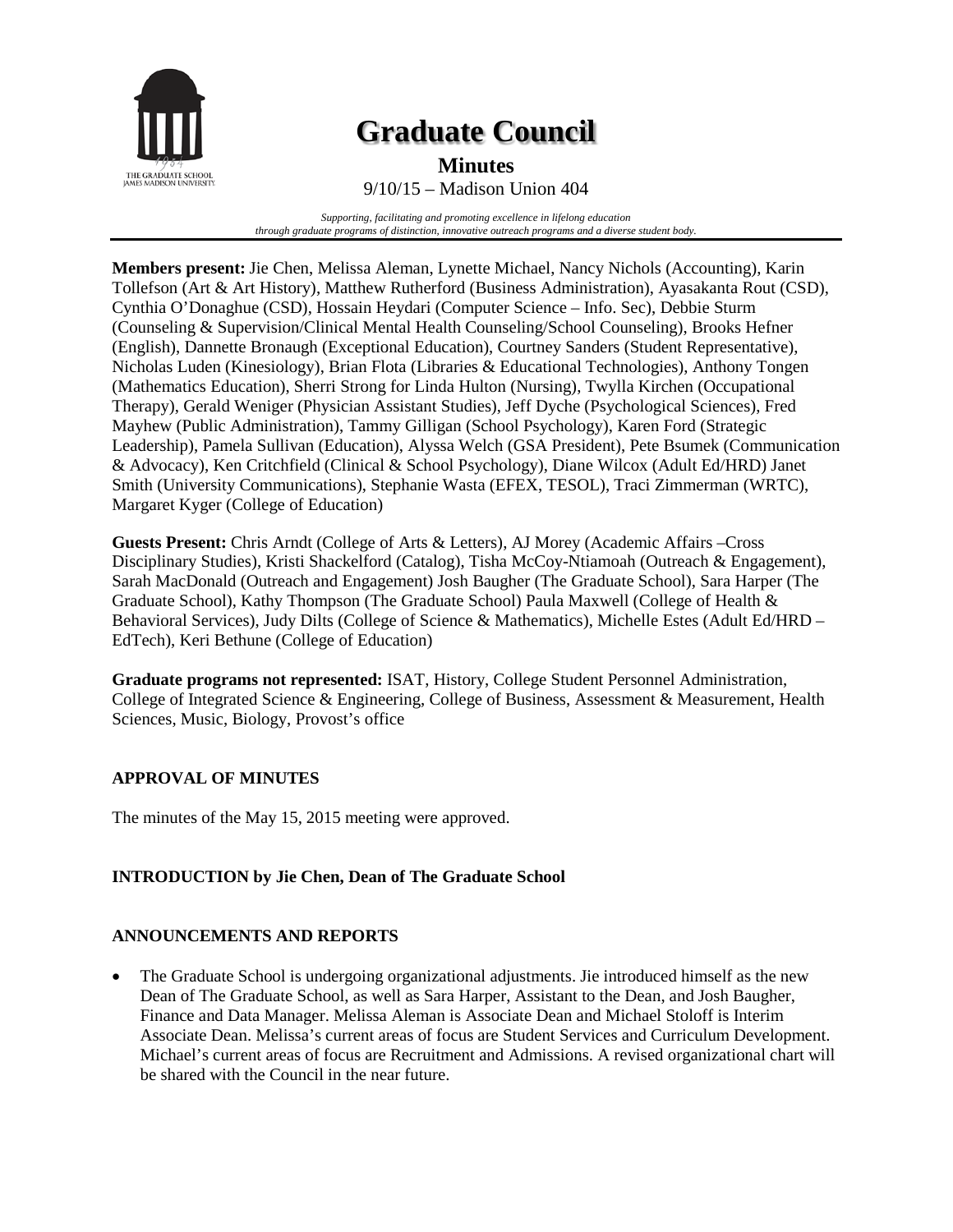# Graduate Council

## Minutes

9/10/15 – Madison Union 404

*Supporting, facilitating and promoting excellence in lifelong education through graduate programs of distinction, innovative outreach programs and a diverse student body.*

**Members present:** Jie Chen, Melissa Aleman, Lynette Michael, Nancy Nichols (Accounting), Karin Tollefson (Art & Art History), Matthew Rutherford (Business Administration), Ayasakanta Rout (CSD), Cynthia O'Donaghue (CSD), Hossain Heydari (Computer Science – Info. Sec), Debbie Sturm (Counseling & Supervision/Clinical Mental Health Counseling/School Counseling), Brooks Hefner (English), Dannette Bronaugh (Exceptional Education), Courtney Sanders (Student Representative), Nicholas Luden (Kinesiology), Brian Flota (Libraries & Educational Technologies), Anthony Tongen (Mathematics Education), Sherri Strong for Linda Hulton (Nursing), Twylla Kirchen (Occupational Therapy), Gerald Weniger (Physician Assistant Studies), Jeff Dyche (Psychological Sciences), Fred Mayhew (Public Administration), Tammy Gilligan (School Psychology), Karen Ford (Strategic Leadership), Pamela Sullivan (Education), Alyssa Welch (GSA President), Pete Bsumek (Communication & Advocacy), Ken Critchfield (Clinical & School Psychology), Diane Wilcox (Adult Ed/HRD) Janet Smith (University Communications), Stephanie Wasta (EFEX, TESOL), Traci Zimmerman (WRTC), Margaret Kyger (College of Education)

**Guests Present:** Chris Arndt (College of Arts & Letters), AJ Morey (Academic Affairs –Cross Disciplinary Studies), Kristi Shackelford (Catalog), Tisha McCoy-Ntiamoah (Outreach & Engagement), Sarah MacDonald (Outreach and Engagement) Josh Baugher (The Graduate School), Sara Harper (The Graduate School), Kathy Thompson (The Graduate School) Paula Maxwell (College of Health & Behavioral Services), Judy Dilts (College of Science & Mathematics), Michelle Estes (Adult Ed/HRD – EdTech), Keri Bethune (College of Education)

**Graduate programs not represented:** ISAT, History, College Student Personnel Administration, College of Integrated Science & Engineering, College of Business, Assessment & Measurement, Health Sciences, Music, Biology, Provost's office

### APPROVAL OF MINUTES

The minutes of the May 15, 2015 meeting were approved.

### INTRODUCTION by Jie Chen, Dean of The Graduate School

### ANNOUNCEMENTS AND REPORTS

- The Graduate School is undergoing organizational adjustments. Jie introduced himself as the new Dean of The Graduate School, as well as Sara Harper, Assistant to the Dean, and Josh Baugher, Finance and Data Manager. Melissa Aleman is Associate Dean and Michael Stoloff is Interim Associate Dean. Melissa's current areas of focus are Student Services and Curriculum Development. Michael's current areas of focus are Recruitment and Admissions. A revised organizational chart will be shared with the Council in the near future.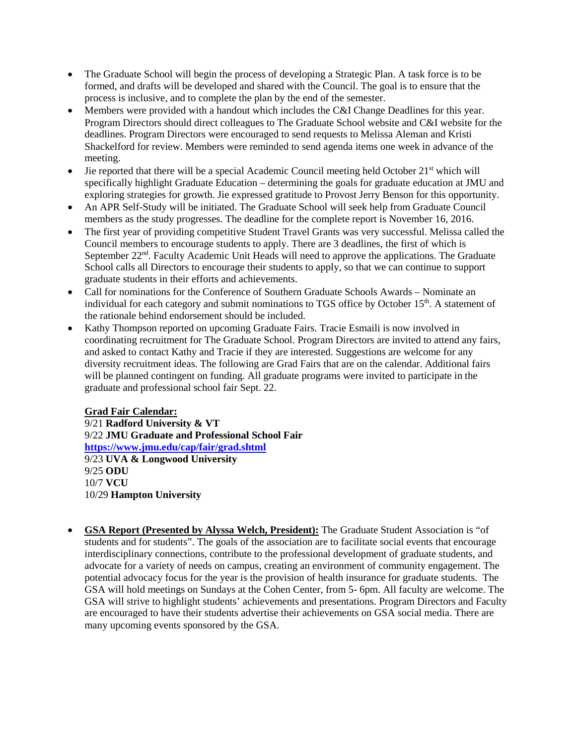- The Graduate School will begin the process of developing a Strategic Plan. A task force is to be formed, and drafts will be developed and shared with the Council. The goal is to ensure that the process is inclusive, and to complete the plan by the end of the semester.
- Members were provided with a handout which includes the C&I Change Deadlines for this year. Program Directors should direct colleagues to The Graduate School website and C&I website for the deadlines. Program Directors were encouraged to send requests to Melissa Aleman and Kristi Shackelford for review. Members were reminded to send agenda items one week in advance of the meeting.
- Jie reported that there will be a special Academic Council meeting held October 21st which will specifically highlight Graduate Education – determining the goals for graduate education at JMU and exploring strategies for growth. Jie expressed gratitude to Provost Jerry Benson for this opportunity.
- An APR Self-Study will be initiated. The Graduate School will seek help from Graduate Council members as the study progresses. The deadline for the complete report is November 16, 2016.
- The first year of providing competitive Student Travel Grants was very successful. Melissa called the Council members to encourage students to apply. There are 3 deadlines, the first of which is September 22nd. Faculty Academic Unit Heads will need to approve the applications. The Graduate School calls all Directors to encourage their students to apply, so that we can continue to support graduate students in their efforts and achievements.
- Call for nominations for the Conference of Southern Graduate Schools Awards – Nominate an individual for each category and submit nominations to TGS office by October 15th. A statement of the rationale behind endorsement should be included.
- Kathy Thompson reported on upcoming Graduate Fairs. Tracie Esmaili is now involved in coordinating recruitment for The Graduate School. Program Directors are invited to attend any fairs, and asked to contact Kathy and Tracie if they are interested. Suggestions are welcome for any diversity recruitment ideas. The following are Grad Fairs that are on the calendar. Additional fairs will be planned contingent on funding. All graduate programs were invited to participate in the graduate and professional school fair Sept. 22.

  **Grad Fair Calendar:**
  9/21 **Radford University & VT**
  9/22 **JMU Graduate and Professional School Fair**
  **https://www.jmu.edu/cap/fair/grad.shtml**
  9/23 **UVA & Longwood University**
  9/25 **ODU**
  10/7 **VCU**
  10/29 **Hampton University**

- **GSA Report (Presented by Alyssa Welch, President):** The Graduate Student Association is "of students and for students". The goals of the association are to facilitate social events that encourage interdisciplinary connections, contribute to the professional development of graduate students, and advocate for a variety of needs on campus, creating an environment of community engagement. The potential advocacy focus for the year is the provision of health insurance for graduate students. The GSA will hold meetings on Sundays at the Cohen Center, from 5- 6pm. All faculty are welcome. The GSA will strive to highlight students' achievements and presentations. Program Directors and Faculty are encouraged to have their students advertise their achievements on GSA social media. There are many upcoming events sponsored by the GSA.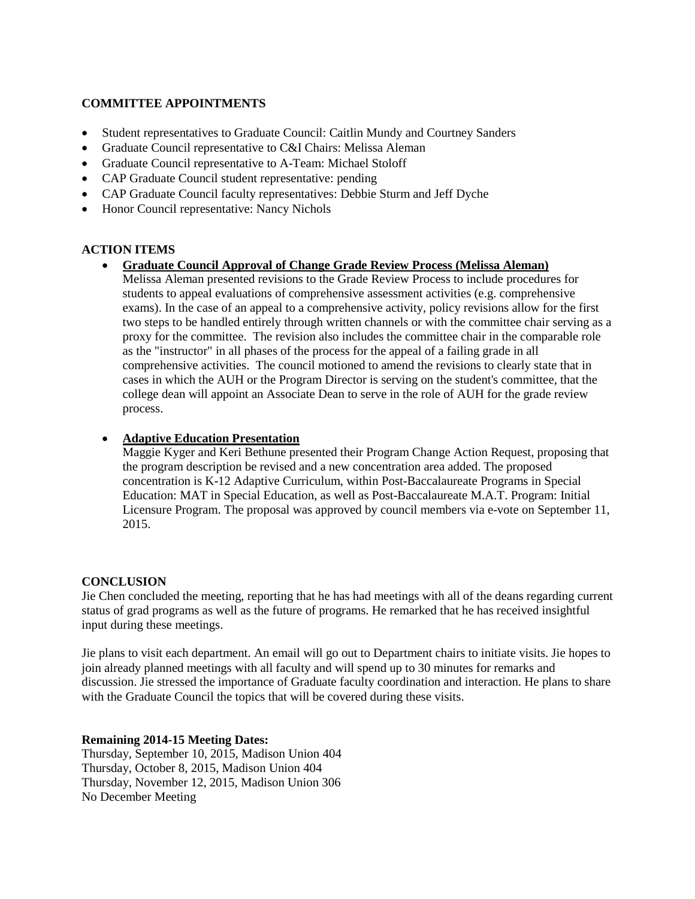**COMMITTEE APPOINTMENTS**

- Student representatives to Graduate Council: Caitlin Mundy and Courtney Sanders
- Graduate Council representative to C&I Chairs: Melissa Aleman
- Graduate Council representative to A-Team: Michael Stoloff
- CAP Graduate Council student representative: pending
- CAP Graduate Council faculty representatives: Debbie Sturm and Jeff Dyche
- Honor Council representative: Nancy Nichols

**ACTION ITEMS**

- **Graduate Council Approval of Change Grade Review Process (Melissa Aleman)**
  Melissa Aleman presented revisions to the Grade Review Process to include procedures for students to appeal evaluations of comprehensive assessment activities (e.g. comprehensive exams). In the case of an appeal to a comprehensive activity, policy revisions allow for the first two steps to be handled entirely through written channels or with the committee chair serving as a proxy for the committee. The revision also includes the committee chair in the comparable role as the "instructor" in all phases of the process for the appeal of a failing grade in all comprehensive activities. The council motioned to amend the revisions to clearly state that in cases in which the AUH or the Program Director is serving on the student's committee, that the college dean will appoint an Associate Dean to serve in the role of AUH for the grade review process.

- **Adaptive Education Presentation**
  Maggie Kyger and Keri Bethune presented their Program Change Action Request, proposing that the program description be revised and a new concentration area added. The proposed concentration is K-12 Adaptive Curriculum, within Post-Baccalaureate Programs in Special Education: MAT in Special Education, as well as Post-Baccalaureate M.A.T. Program: Initial Licensure Program. The proposal was approved by council members via e-vote on September 11, 2015.

**CONCLUSION**

Jie Chen concluded the meeting, reporting that he has had meetings with all of the deans regarding current status of grad programs as well as the future of programs. He remarked that he has received insightful input during these meetings.

Jie plans to visit each department. An email will go out to Department chairs to initiate visits. Jie hopes to join already planned meetings with all faculty and will spend up to 30 minutes for remarks and discussion. Jie stressed the importance of Graduate faculty coordination and interaction. He plans to share with the Graduate Council the topics that will be covered during these visits.

**Remaining 2014-15 Meeting Dates:**

Thursday, September 10, 2015, Madison Union 404
Thursday, October 8, 2015, Madison Union 404
Thursday, November 12, 2015, Madison Union 306
No December Meeting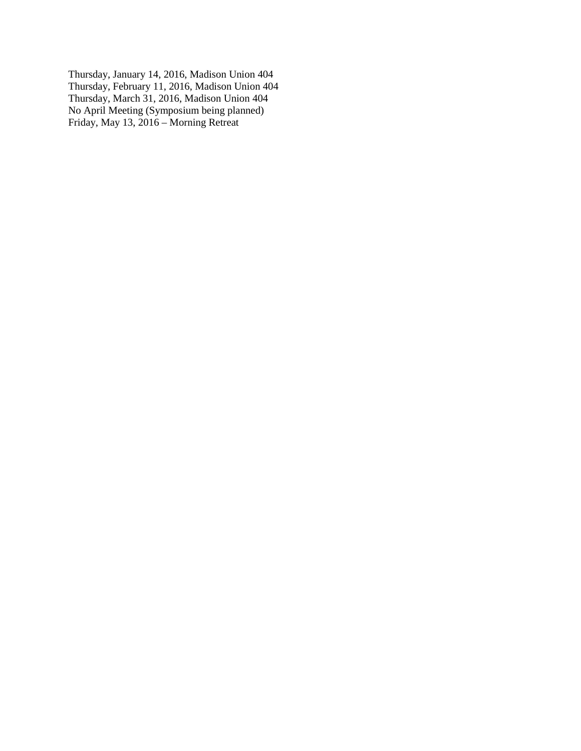Thursday, January 14, 2016, Madison Union 404
Thursday, February 11, 2016, Madison Union 404
Thursday, March 31, 2016, Madison Union 404
No April Meeting (Symposium being planned)
Friday, May 13, 2016 – Morning Retreat